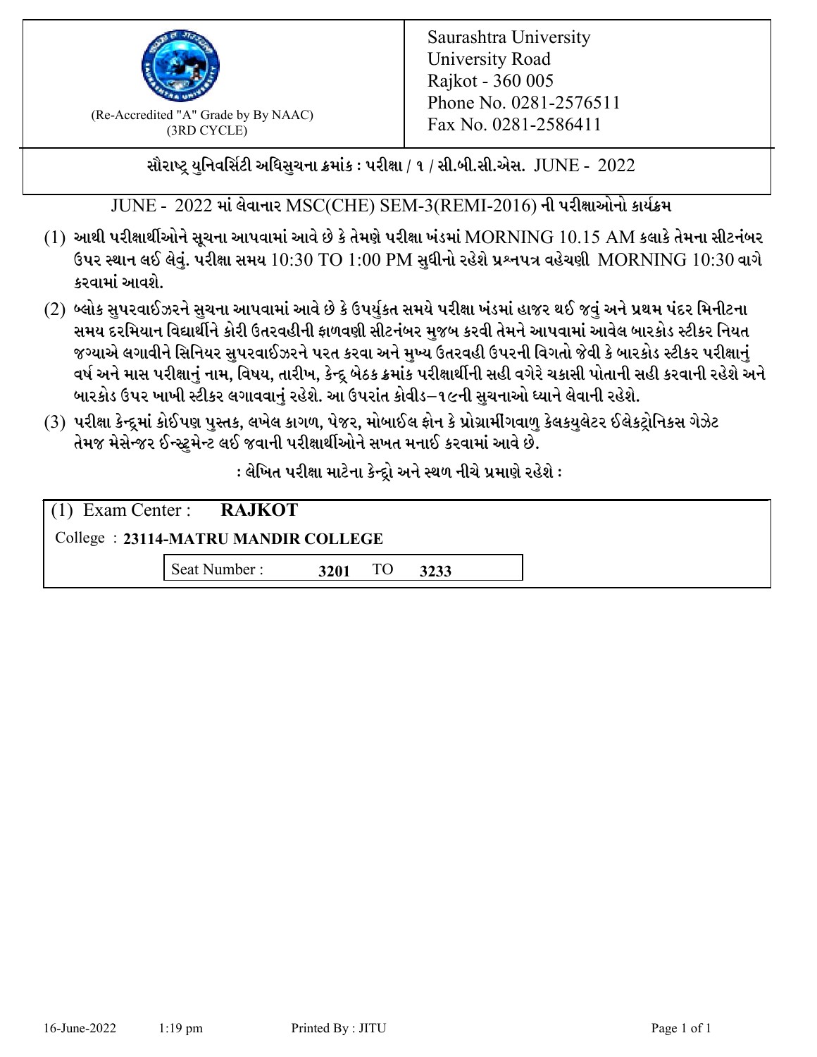(Re-Accredited "A" Grade by By NAAC)
(3RD CYCLE)

Saurashtra University
University Road
Rajkot - 360 005
Phone No. 0281-2576511
Fax No. 0281-2586411

**સૌરાષ્ટ્ર યુનિવર્સિટી અધિસુચના ક્રમાંક : પરીક્ષા / ૧ / સી.બી.સી.એસ. JUNE - 2022**

JUNE - 2022 માં લેવાનાર MSC(CHE) SEM-3(REMI-2016) ની પરીક્ષાઓનો કાર્યક્રમ

(1) આથી પરીક્ષાર્થીઓને સૂચના આપવામાં આવે છે કે તેમણે પરીક્ષા ખંડમાં MORNING 10.15 AM કલાકે તેમના સીટનંબર ઉપર સ્થાન લઈ લેવું. પરીક્ષા સમય 10:30 TO 1:00 PM સુધીનો રહેશે પ્રશ્નપત્ર વહેચણી MORNING 10:30 વાગે કરવામાં આવશે.

(2) બ્લોક સુપરવાઈઝરને સુચના આપવામાં આવે છે કે ઉપર્યુકત સમયે પરીક્ષા ખંડમાં હાજર થઈ જવું અને પ્રથમ પંદર મિનીટના સમય દરમિયાન વિદ્યાર્થીને કોરી ઉતરવહીની ફાળવણી સીટનંબર મુજબ કરવી તેમને આપવામાં આવેલ બારકોડ સ્ટીકર નિયત જગ્યાએ લગાવીને સિનિયર સુપરવાઈઝરને પરત કરવા અને મુખ્ય ઉતરવહી ઉપરની વિગતો જેવી કે બારકોડ સ્ટીકર પરીક્ષાનું વર્ષ અને માસ પરીક્ષાનું નામ, વિષય, તારીખ, કેન્દ્ર બેઠક ક્રમાંક પરીક્ષાર્થીની સહી વગેરે ચકાસી પોતાની સહી કરવાની રહેશે અને બારકોડ ઉપર ખાખી સ્ટીકર લગાવવાનું રહેશે. આ ઉપરાંત કોવીડ–૧૯ની સુચનાઓ ધ્યાને લેવાની રહેશે.

(3) પરીક્ષા કેન્દ્રમાં કોઈપણ પુસ્તક, લખેલ કાગળ, પેજર, મોબાઈલ ફોન કે પ્રોગ્રામીંગવાળુ કેલકયુલેટર ઈલેકટ્રોનિકસ ગેઝેટ તેમજ મેસેન્જર ઈન્સ્ટ્રુમેન્ટ લઈ જવાની પરીક્ષાર્થીઓને સખત મનાઈ કરવામાં આવે છે.

**: લેખિત પરીક્ષા માટેના કેન્દ્રો અને સ્થળ નીચે પ્રમાણે રહેશે :**

(1) Exam Center : **RAJKOT**

College : **23114-MATRU MANDIR COLLEGE**

Seat Number : **3201** TO **3233**

16-June-2022 1:19 pm Printed By : JITU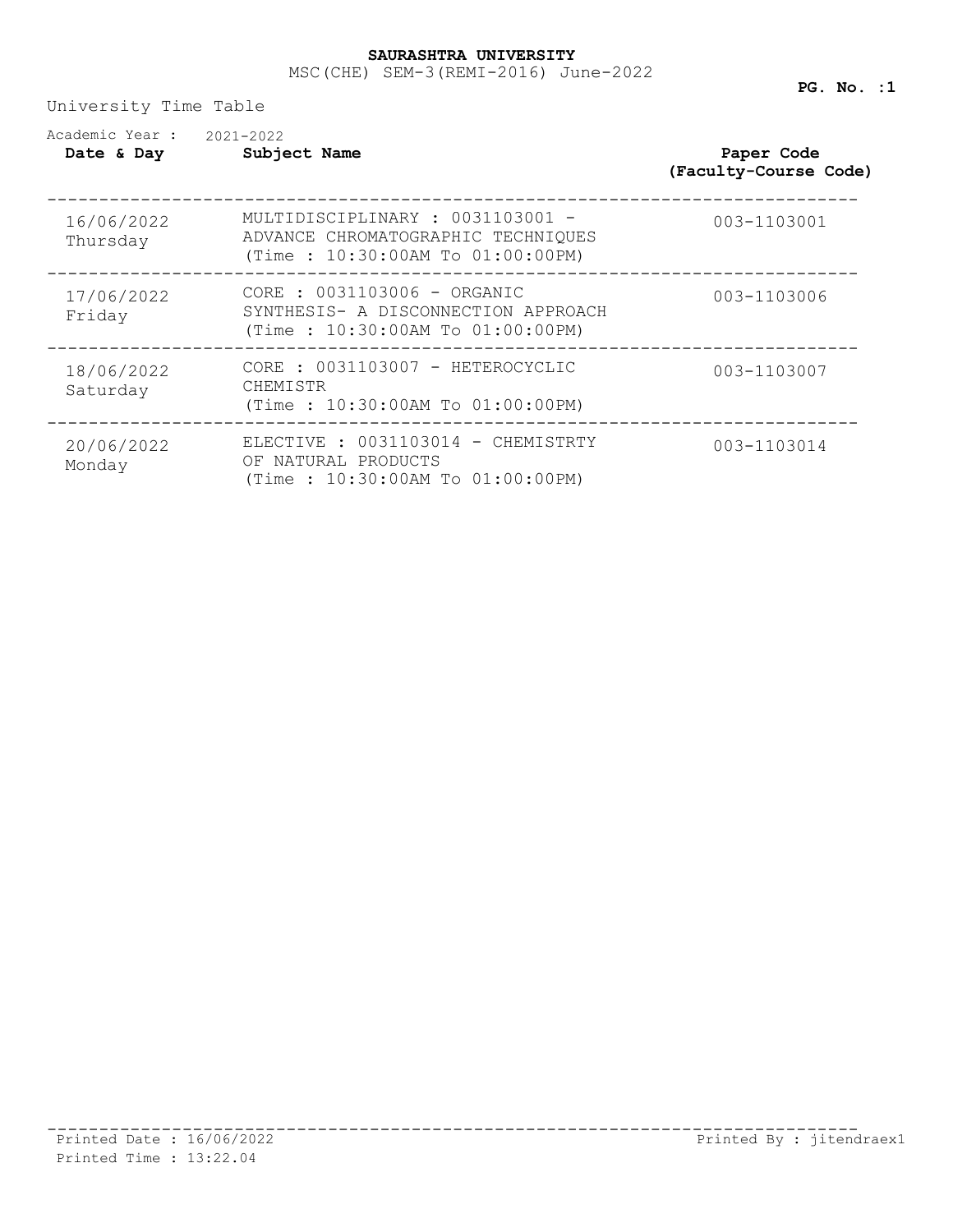**SAURASHTRA UNIVERSITY**

MSC(CHE) SEM-3(REMI-2016) June-2022

University Time Table

Academic Year : 2021-2022

| Date & Day | Subject Name | Paper Code (Faculty-Course Code) |
|---|---|---|
| 16/06/2022 Thursday | MULTIDISCIPLINARY : 0031103001 - ADVANCE CHROMATOGRAPHIC TECHNIQUES (Time : 10:30:00AM To 01:00:00PM) | 003-1103001 |
| 17/06/2022 Friday | CORE : 0031103006 - ORGANIC SYNTHESIS- A DISCONNECTION APPROACH (Time : 10:30:00AM To 01:00:00PM) | 003-1103006 |
| 18/06/2022 Saturday | CORE : 0031103007 - HETEROCYCLIC CHEMISTR (Time : 10:30:00AM To 01:00:00PM) | 003-1103007 |
| 20/06/2022 Monday | ELECTIVE : 0031103014 - CHEMISTRTY OF NATURAL PRODUCTS (Time : 10:30:00AM To 01:00:00PM) | 003-1103014 |

Printed Date : 16/06/2022

Printed Time : 13:22.04

Printed By : jitendraex1